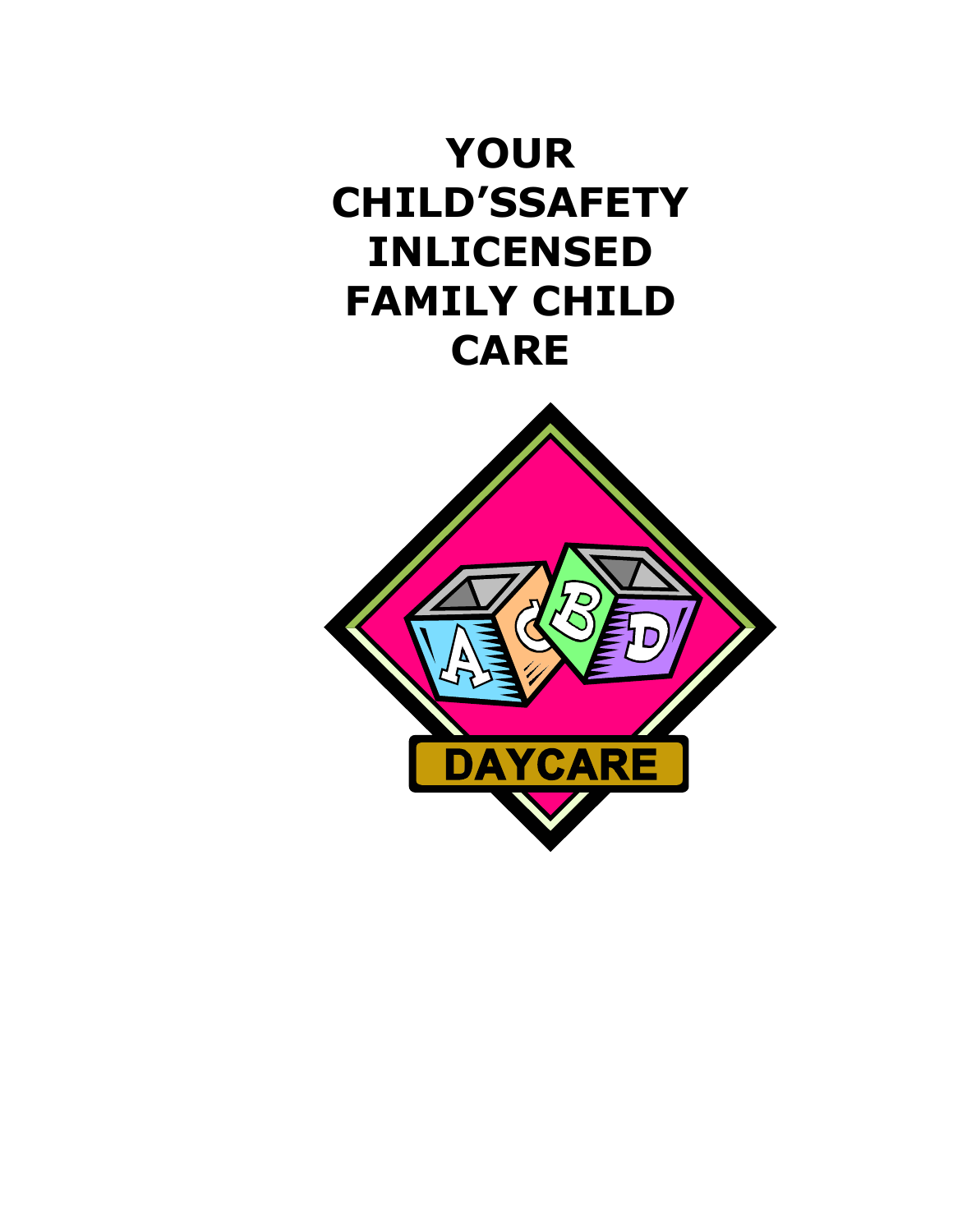# YOUR CHILD'SSAFETY INLICENSED FAMILY CHILD CARE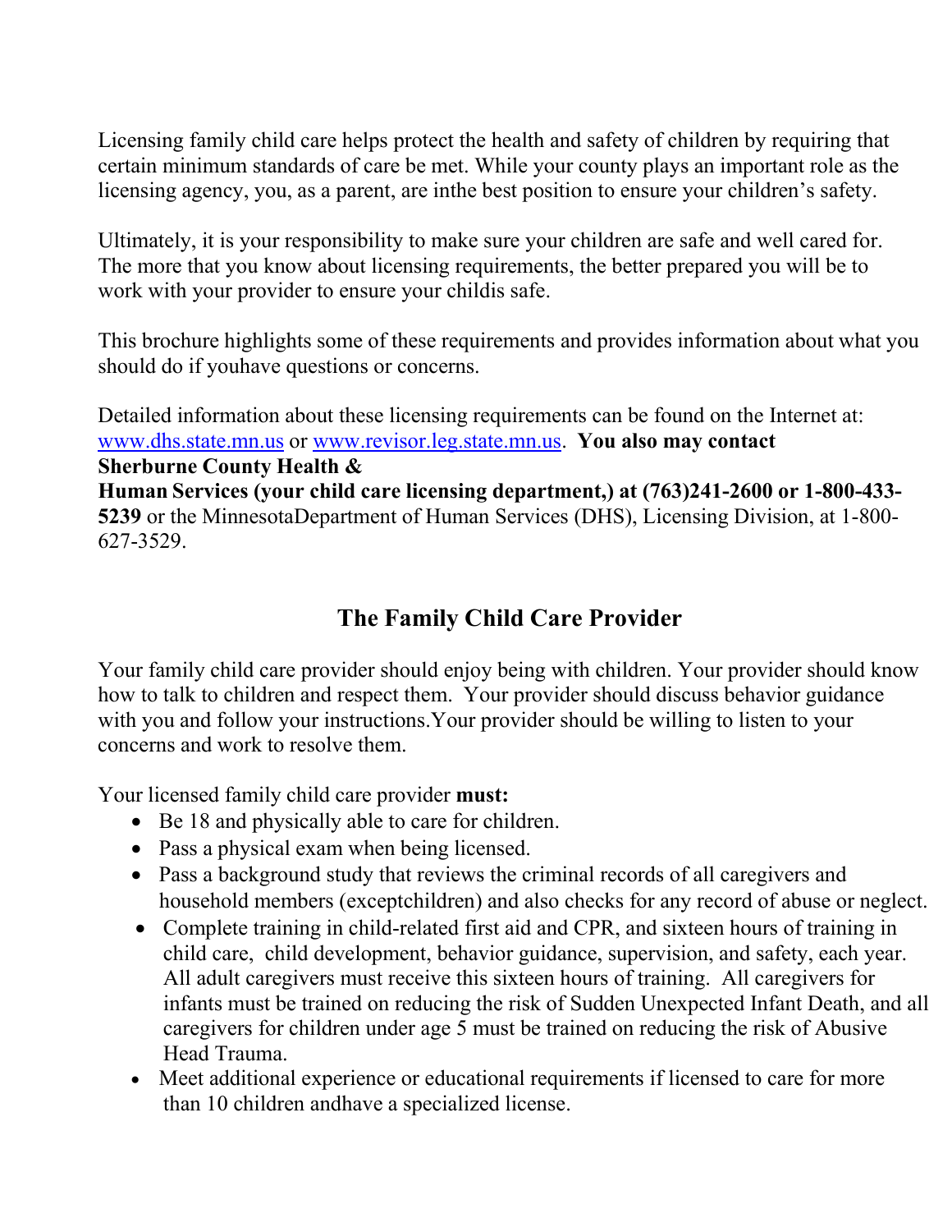Licensing family child care helps protect the health and safety of children by requiring that certain minimum standards of care be met. While your county plays an important role as the licensing agency, you, as a parent, are inthe best position to ensure your children's safety.

Ultimately, it is your responsibility to make sure your children are safe and well cared for. The more that you know about licensing requirements, the better prepared you will be to work with your provider to ensure your childis safe.

This brochure highlights some of these requirements and provides information about what you should do if youhave questions or concerns.

Detailed information about these licensing requirements can be found on the Internet at: www.dhs.state.mn.us or www.revisor.leg.state.mn.us. **You also may contact Sherburne County Health & Human Services (your child care licensing department,) at (763)241-2600 or 1-800-433-5239** or the MinnesotaDepartment of Human Services (DHS), Licensing Division, at 1-800-627-3529.

## The Family Child Care Provider

Your family child care provider should enjoy being with children. Your provider should know how to talk to children and respect them. Your provider should discuss behavior guidance with you and follow your instructions.Your provider should be willing to listen to your concerns and work to resolve them.

Your licensed family child care provider **must:**

- Be 18 and physically able to care for children.
- Pass a physical exam when being licensed.
- Pass a background study that reviews the criminal records of all caregivers and household members (exceptchildren) and also checks for any record of abuse or neglect.
- Complete training in child-related first aid and CPR, and sixteen hours of training in child care, child development, behavior guidance, supervision, and safety, each year. All adult caregivers must receive this sixteen hours of training. All caregivers for infants must be trained on reducing the risk of Sudden Unexpected Infant Death, and all caregivers for children under age 5 must be trained on reducing the risk of Abusive Head Trauma.
- Meet additional experience or educational requirements if licensed to care for more than 10 children andhave a specialized license.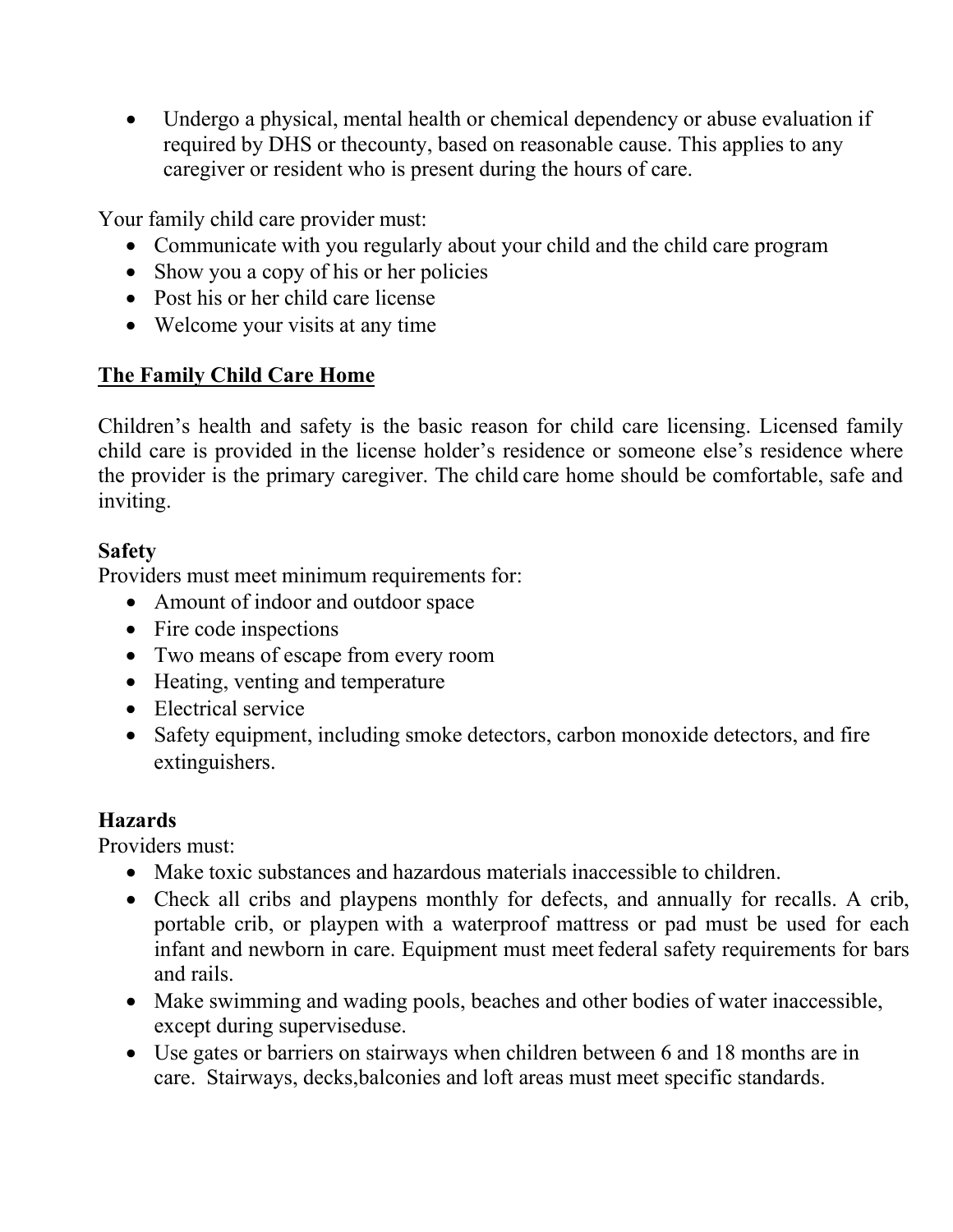- Undergo a physical, mental health or chemical dependency or abuse evaluation if required by DHS or thecounty, based on reasonable cause. This applies to any caregiver or resident who is present during the hours of care.

Your family child care provider must:

- Communicate with you regularly about your child and the child care program
- Show you a copy of his or her policies
- Post his or her child care license
- Welcome your visits at any time

## The Family Child Care Home

Children's health and safety is the basic reason for child care licensing. Licensed family child care is provided in the license holder's residence or someone else's residence where the provider is the primary caregiver. The child care home should be comfortable, safe and inviting.

### Safety

Providers must meet minimum requirements for:

- Amount of indoor and outdoor space
- Fire code inspections
- Two means of escape from every room
- Heating, venting and temperature
- Electrical service
- Safety equipment, including smoke detectors, carbon monoxide detectors, and fire extinguishers.

### Hazards

Providers must:

- Make toxic substances and hazardous materials inaccessible to children.
- Check all cribs and playpens monthly for defects, and annually for recalls. A crib, portable crib, or playpen with a waterproof mattress or pad must be used for each infant and newborn in care. Equipment must meet federal safety requirements for bars and rails.
- Make swimming and wading pools, beaches and other bodies of water inaccessible, except during superviseduse.
- Use gates or barriers on stairways when children between 6 and 18 months are in care. Stairways, decks,balconies and loft areas must meet specific standards.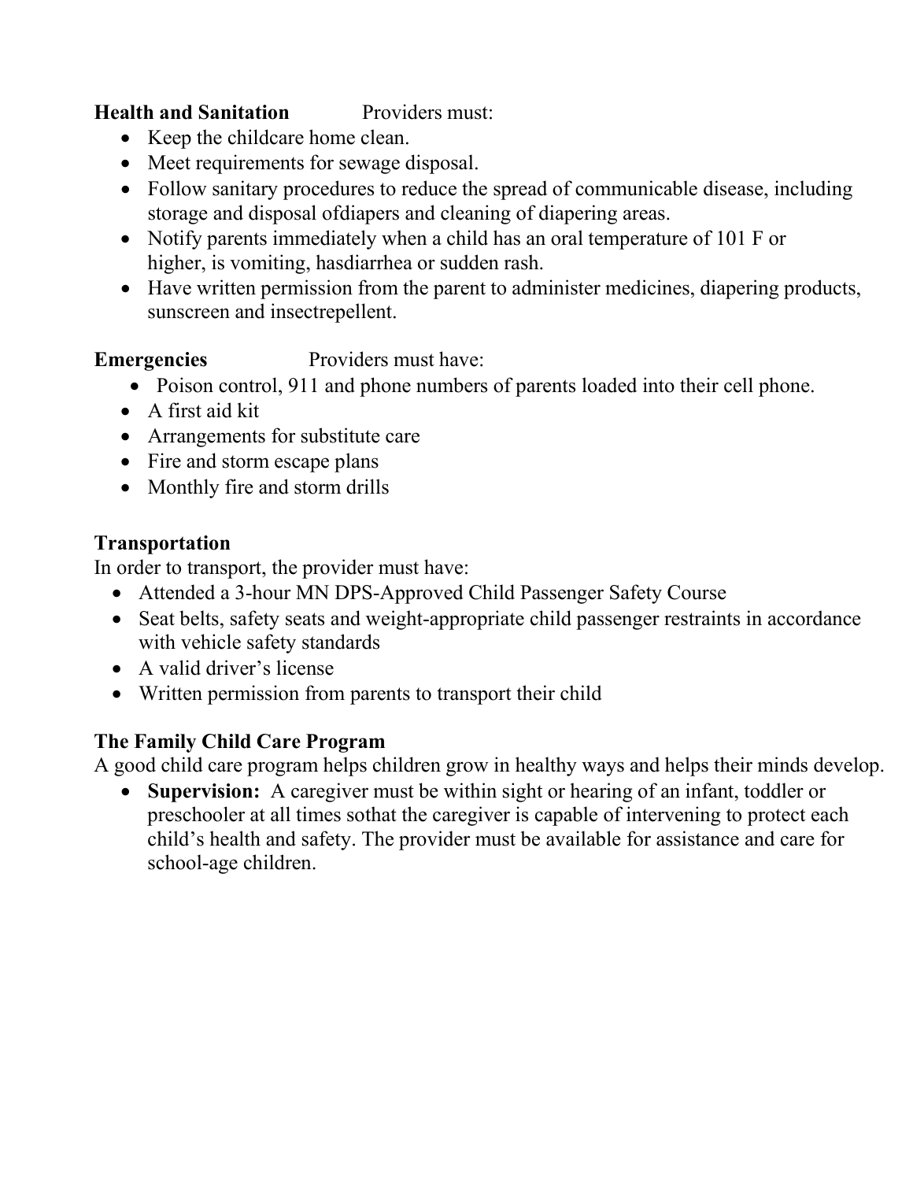**Health and Sanitation** Providers must:

- Keep the childcare home clean.
- Meet requirements for sewage disposal.
- Follow sanitary procedures to reduce the spread of communicable disease, including storage and disposal ofdiapers and cleaning of diapering areas.
- Notify parents immediately when a child has an oral temperature of 101 F or higher, is vomiting, hasdiarrhea or sudden rash.
- Have written permission from the parent to administer medicines, diapering products, sunscreen and insectrepellent.

**Emergencies** Providers must have:

- Poison control, 911 and phone numbers of parents loaded into their cell phone.
- A first aid kit
- Arrangements for substitute care
- Fire and storm escape plans
- Monthly fire and storm drills

**Transportation**

In order to transport, the provider must have:

- Attended a 3-hour MN DPS-Approved Child Passenger Safety Course
- Seat belts, safety seats and weight-appropriate child passenger restraints in accordance with vehicle safety standards
- A valid driver's license
- Written permission from parents to transport their child

**The Family Child Care Program**

A good child care program helps children grow in healthy ways and helps their minds develop.

- **Supervision:** A caregiver must be within sight or hearing of an infant, toddler or preschooler at all times sothat the caregiver is capable of intervening to protect each child's health and safety. The provider must be available for assistance and care for school-age children.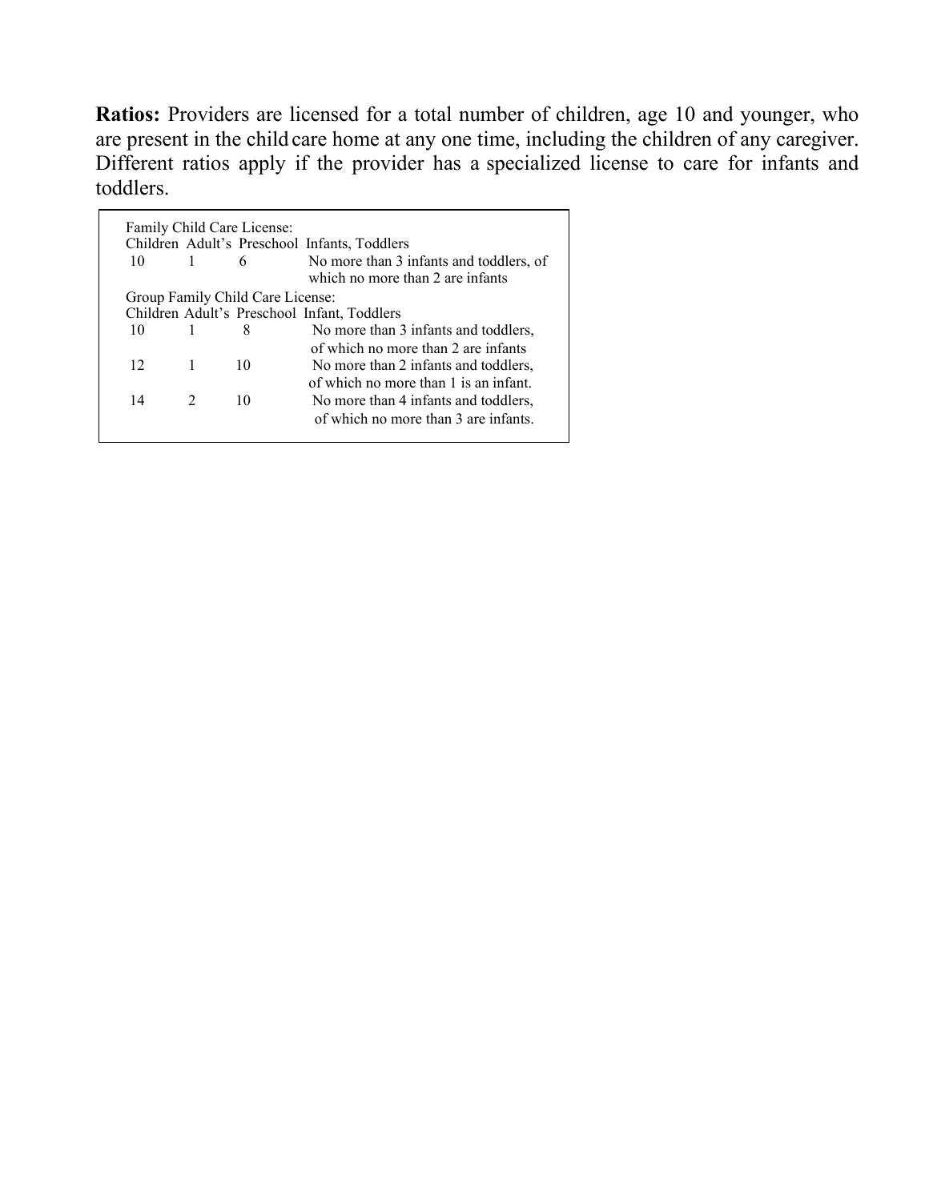**Ratios:** Providers are licensed for a total number of children, age 10 and younger, who are present in the child care home at any one time, including the children of any caregiver. Different ratios apply if the provider has a specialized license to care for infants and toddlers.

| Family Child Care License: | | | |
|---|---|---|---|
| Children | Adult's | Preschool | Infants, Toddlers |
| 10 | 1 | 6 | No more than 3 infants and toddlers, of which no more than 2 are infants |
| **Group Family Child Care License:** | | | |
| Children | Adult's | Preschool | Infant, Toddlers |
| 10 | 1 | 8 | No more than 3 infants and toddlers, of which no more than 2 are infants |
| 12 | 1 | 10 | No more than 2 infants and toddlers, of which no more than 1 is an infant. |
| 14 | 2 | 10 | No more than 4 infants and toddlers, of which no more than 3 are infants. |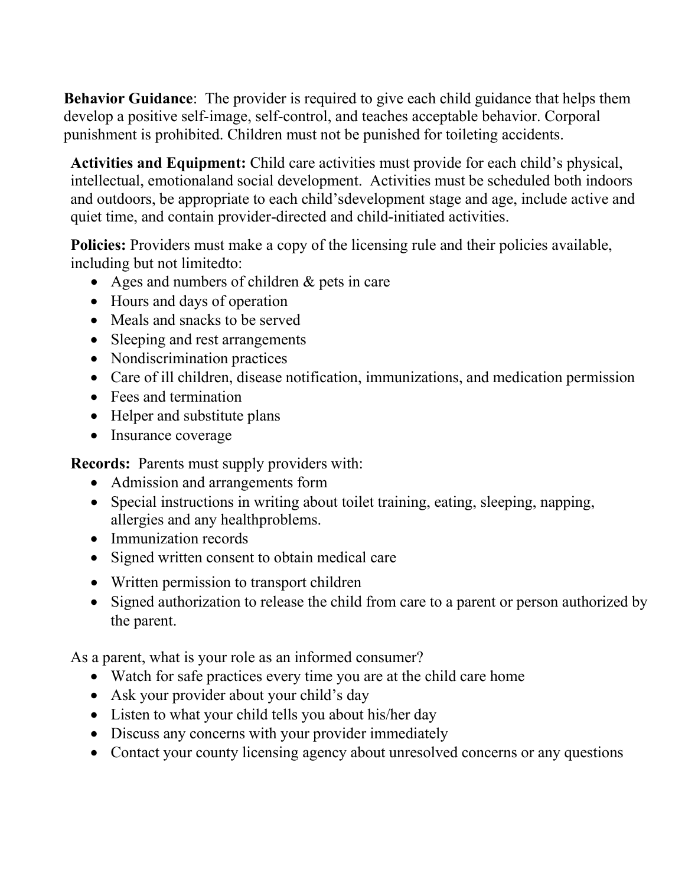**Behavior Guidance**: The provider is required to give each child guidance that helps them develop a positive self-image, self-control, and teaches acceptable behavior. Corporal punishment is prohibited. Children must not be punished for toileting accidents.

**Activities and Equipment:** Child care activities must provide for each child's physical, intellectual, emotionaland social development. Activities must be scheduled both indoors and outdoors, be appropriate to each child'sdevelopment stage and age, include active and quiet time, and contain provider-directed and child-initiated activities.

**Policies:** Providers must make a copy of the licensing rule and their policies available, including but not limitedto:

- Ages and numbers of children & pets in care
- Hours and days of operation
- Meals and snacks to be served
- Sleeping and rest arrangements
- Nondiscrimination practices
- Care of ill children, disease notification, immunizations, and medication permission
- Fees and termination
- Helper and substitute plans
- Insurance coverage

**Records:** Parents must supply providers with:

- Admission and arrangements form
- Special instructions in writing about toilet training, eating, sleeping, napping, allergies and any healthproblems.
- Immunization records
- Signed written consent to obtain medical care
- Written permission to transport children
- Signed authorization to release the child from care to a parent or person authorized by the parent.

As a parent, what is your role as an informed consumer?

- Watch for safe practices every time you are at the child care home
- Ask your provider about your child's day
- Listen to what your child tells you about his/her day
- Discuss any concerns with your provider immediately
- Contact your county licensing agency about unresolved concerns or any questions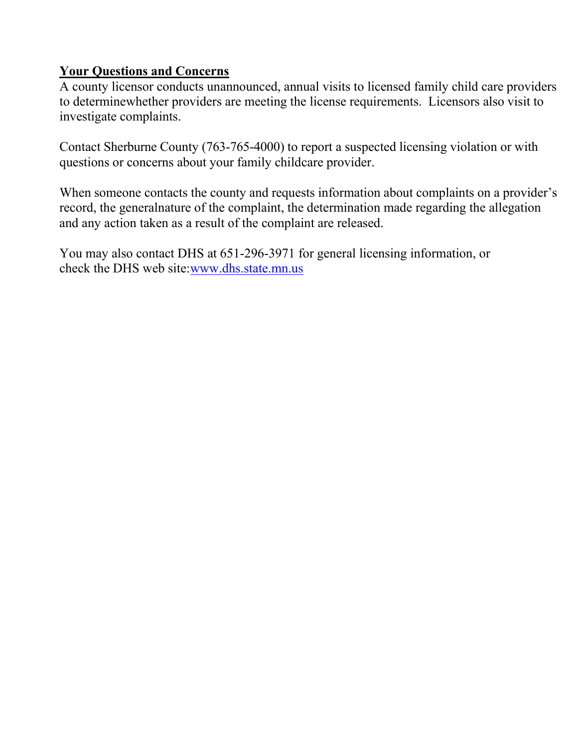**Your Questions and Concerns**

A county licensor conducts unannounced, annual visits to licensed family child care providers to determinewhether providers are meeting the license requirements. Licensors also visit to investigate complaints.

Contact Sherburne County (763-765-4000) to report a suspected licensing violation or with questions or concerns about your family childcare provider.

When someone contacts the county and requests information about complaints on a provider's record, the generalnature of the complaint, the determination made regarding the allegation and any action taken as a result of the complaint are released.

You may also contact DHS at 651-296-3971 for general licensing information, or check the DHS web site:www.dhs.state.mn.us